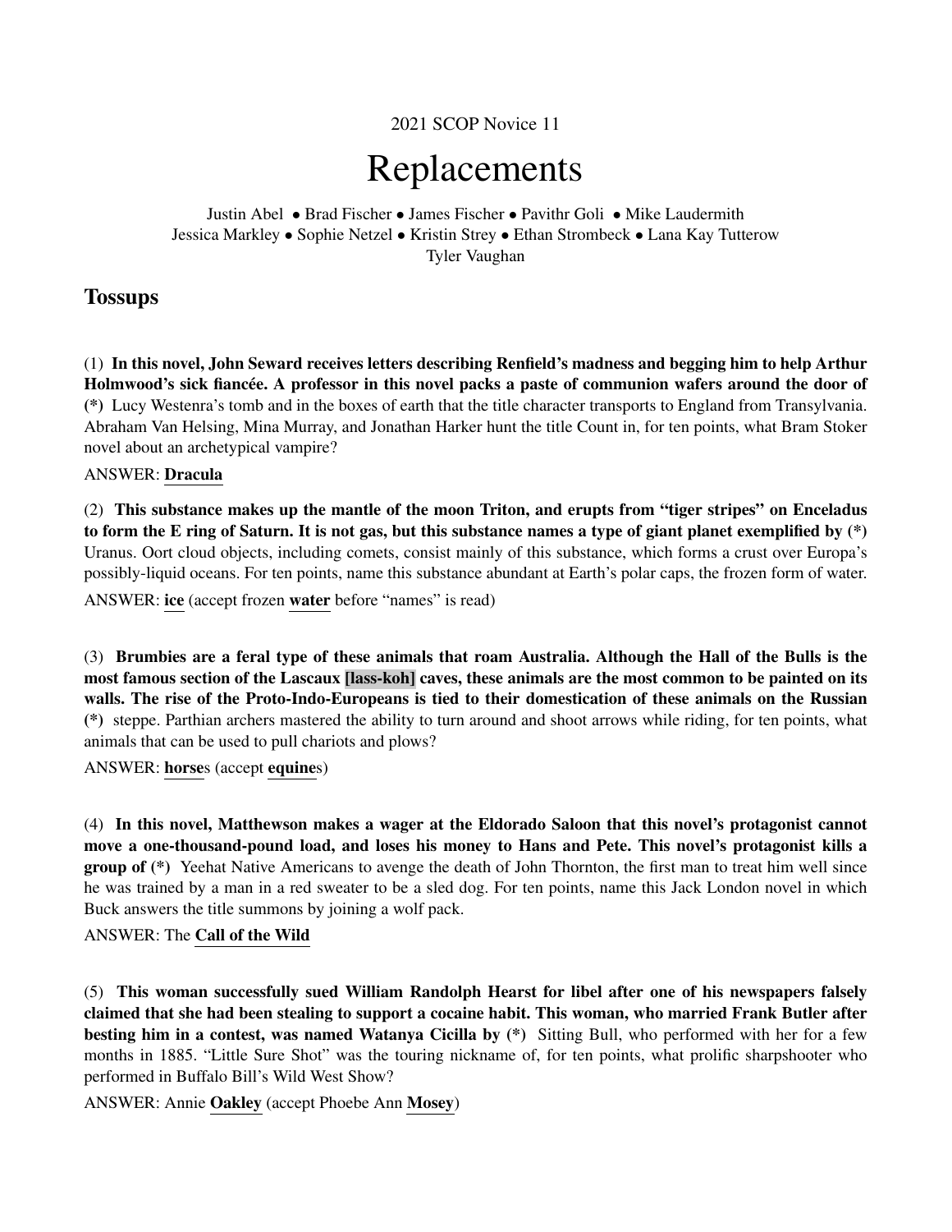2021 SCOP Novice 11

# Replacements

Justin Abel • Brad Fischer • James Fischer • Pavithr Goli • Mike Laudermith
Jessica Markley • Sophie Netzel • Kristin Strey • Ethan Strombeck • Lana Kay Tutterow
Tyler Vaughan

## Tossups

(1) **In this novel, John Seward receives letters describing Renfield's madness and begging him to help Arthur Holmwood's sick fiancée. A professor in this novel packs a paste of communion wafers around the door of (*)** Lucy Westenra's tomb and in the boxes of earth that the title character transports to England from Transylvania. Abraham Van Helsing, Mina Murray, and Jonathan Harker hunt the title Count in, for ten points, what Bram Stoker novel about an archetypical vampire?

ANSWER: **Dracula**

(2) **This substance makes up the mantle of the moon Triton, and erupts from "tiger stripes" on Enceladus to form the E ring of Saturn. It is not gas, but this substance names a type of giant planet exemplified by (*)** Uranus. Oort cloud objects, including comets, consist mainly of this substance, which forms a crust over Europa's possibly-liquid oceans. For ten points, name this substance abundant at Earth's polar caps, the frozen form of water.

ANSWER: **ice** (accept frozen **water** before "names" is read)

(3) **Brumbies are a feral type of these animals that roam Australia. Although the Hall of the Bulls is the most famous section of the Lascaux [lass-koh] caves, these animals are the most common to be painted on its walls. The rise of the Proto-Indo-Europeans is tied to their domestication of these animals on the Russian (*)** steppe. Parthian archers mastered the ability to turn around and shoot arrows while riding, for ten points, what animals that can be used to pull chariots and plows?

ANSWER: **horse**s (accept **equine**s)

(4) **In this novel, Matthewson makes a wager at the Eldorado Saloon that this novel's protagonist cannot move a one-thousand-pound load, and loses his money to Hans and Pete. This novel's protagonist kills a group of (*)** Yeehat Native Americans to avenge the death of John Thornton, the first man to treat him well since he was trained by a man in a red sweater to be a sled dog. For ten points, name this Jack London novel in which Buck answers the title summons by joining a wolf pack.

ANSWER: The **Call of the Wild**

(5) **This woman successfully sued William Randolph Hearst for libel after one of his newspapers falsely claimed that she had been stealing to support a cocaine habit. This woman, who married Frank Butler after besting him in a contest, was named Watanya Cicilla by (*)** Sitting Bull, who performed with her for a few months in 1885. "Little Sure Shot" was the touring nickname of, for ten points, what prolific sharpshooter who performed in Buffalo Bill's Wild West Show?

ANSWER: Annie **Oakley** (accept Phoebe Ann **Mosey**)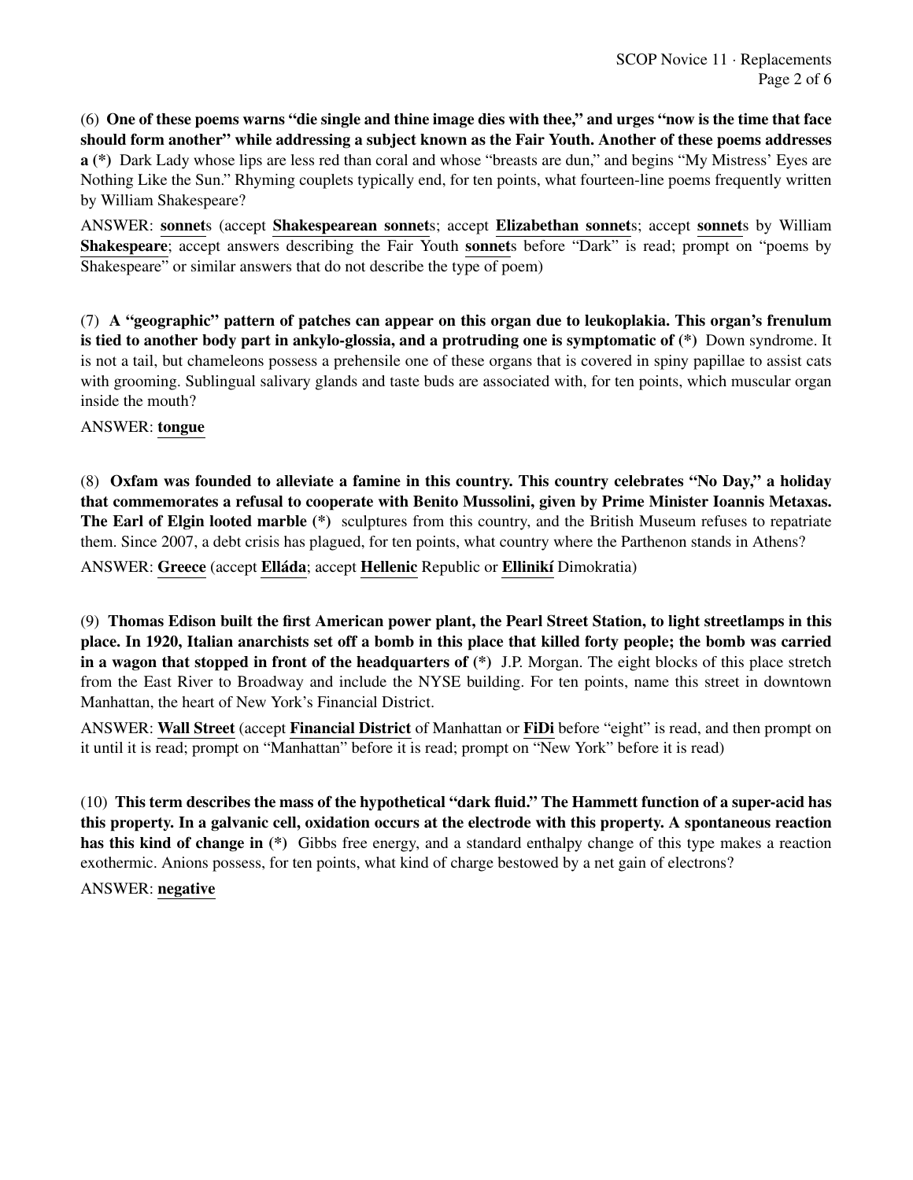(6) **One of these poems warns "die single and thine image dies with thee," and urges "now is the time that face should form another" while addressing a subject known as the Fair Youth. Another of these poems addresses a (*)** Dark Lady whose lips are less red than coral and whose "breasts are dun," and begins "My Mistress' Eyes are Nothing Like the Sun." Rhyming couplets typically end, for ten points, what fourteen-line poems frequently written by William Shakespeare?

ANSWER: **sonnet**s (accept **Shakespearean sonnet**s; accept **Elizabethan sonnet**s; accept **sonnet**s by William **Shakespeare**; accept answers describing the Fair Youth **sonnet**s before "Dark" is read; prompt on "poems by Shakespeare" or similar answers that do not describe the type of poem)

(7) **A "geographic" pattern of patches can appear on this organ due to leukoplakia. This organ's frenulum is tied to another body part in ankylo-glossia, and a protruding one is symptomatic of (*)** Down syndrome. It is not a tail, but chameleons possess a prehensile one of these organs that is covered in spiny papillae to assist cats with grooming. Sublingual salivary glands and taste buds are associated with, for ten points, which muscular organ inside the mouth?

ANSWER: **tongue**

(8) **Oxfam was founded to alleviate a famine in this country. This country celebrates "No Day," a holiday that commemorates a refusal to cooperate with Benito Mussolini, given by Prime Minister Ioannis Metaxas. The Earl of Elgin looted marble (*)** sculptures from this country, and the British Museum refuses to repatriate them. Since 2007, a debt crisis has plagued, for ten points, what country where the Parthenon stands in Athens?

ANSWER: **Greece** (accept **Elláda**; accept **Hellenic** Republic or **Ellinikí** Dimokratia)

(9) **Thomas Edison built the first American power plant, the Pearl Street Station, to light streetlamps in this place. In 1920, Italian anarchists set off a bomb in this place that killed forty people; the bomb was carried in a wagon that stopped in front of the headquarters of (*)** J.P. Morgan. The eight blocks of this place stretch from the East River to Broadway and include the NYSE building. For ten points, name this street in downtown Manhattan, the heart of New York's Financial District.

ANSWER: **Wall Street** (accept **Financial District** of Manhattan or **FiDi** before "eight" is read, and then prompt on it until it is read; prompt on "Manhattan" before it is read; prompt on "New York" before it is read)

(10) **This term describes the mass of the hypothetical "dark fluid." The Hammett function of a super-acid has this property. In a galvanic cell, oxidation occurs at the electrode with this property. A spontaneous reaction has this kind of change in (*)** Gibbs free energy, and a standard enthalpy change of this type makes a reaction exothermic. Anions possess, for ten points, what kind of charge bestowed by a net gain of electrons?

ANSWER: **negative**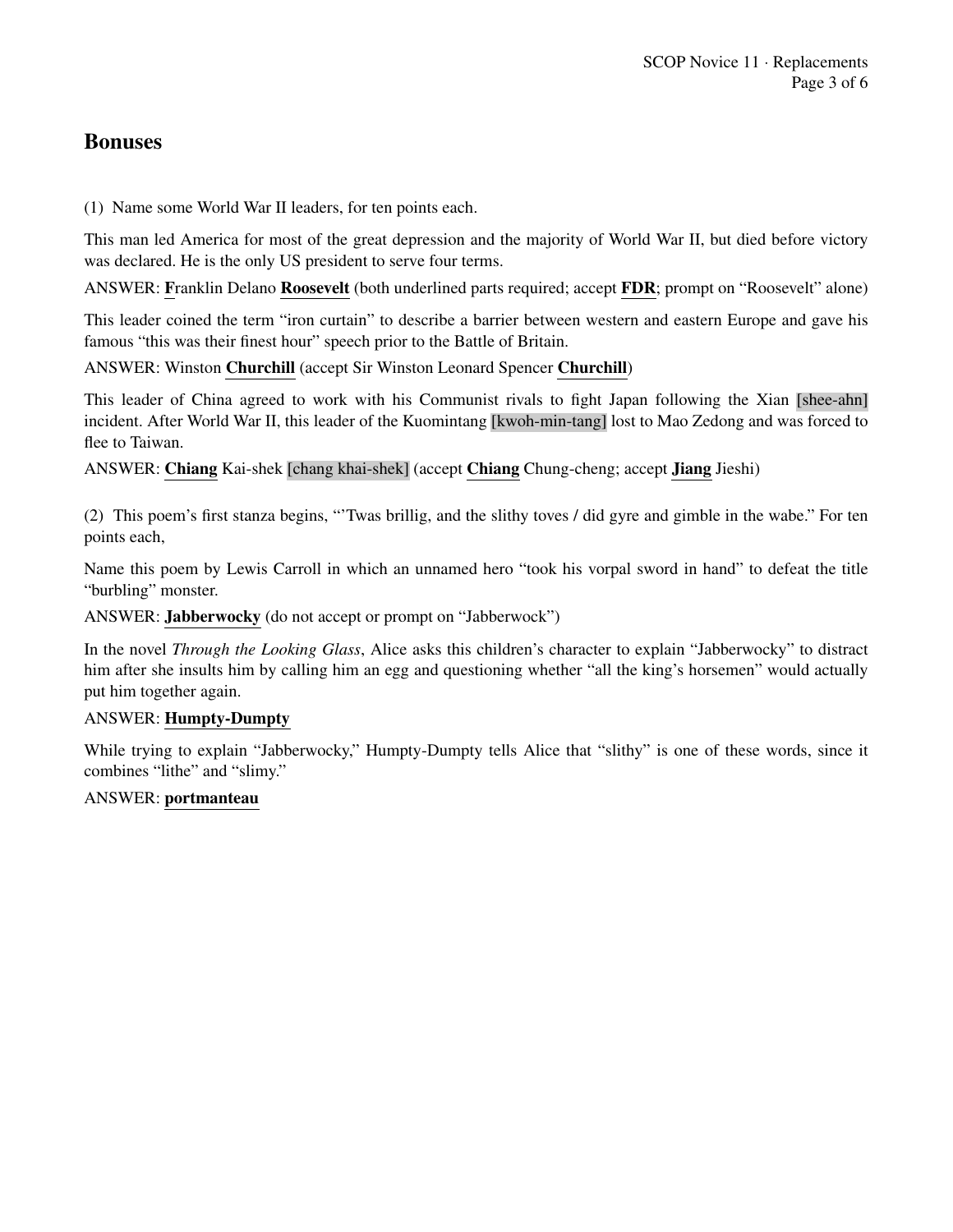## Bonuses

(1) Name some World War II leaders, for ten points each.

This man led America for most of the great depression and the majority of World War II, but died before victory was declared. He is the only US president to serve four terms.

ANSWER: **F**ranklin Delano **Roosevelt** (both underlined parts required; accept **FDR**; prompt on "Roosevelt" alone)

This leader coined the term "iron curtain" to describe a barrier between western and eastern Europe and gave his famous "this was their finest hour" speech prior to the Battle of Britain.

ANSWER: Winston **Churchill** (accept Sir Winston Leonard Spencer **Churchill**)

This leader of China agreed to work with his Communist rivals to fight Japan following the Xian [shee-ahn] incident. After World War II, this leader of the Kuomintang [kwoh-min-tang] lost to Mao Zedong and was forced to flee to Taiwan.

ANSWER: **Chiang** Kai-shek [chang khai-shek] (accept **Chiang** Chung-cheng; accept **Jiang** Jieshi)

(2) This poem's first stanza begins, "'Twas brillig, and the slithy toves / did gyre and gimble in the wabe." For ten points each,

Name this poem by Lewis Carroll in which an unnamed hero "took his vorpal sword in hand" to defeat the title "burbling" monster.

ANSWER: **Jabberwocky** (do not accept or prompt on "Jabberwock")

In the novel *Through the Looking Glass*, Alice asks this children's character to explain "Jabberwocky" to distract him after she insults him by calling him an egg and questioning whether "all the king's horsemen" would actually put him together again.

ANSWER: **Humpty-Dumpty**

While trying to explain "Jabberwocky," Humpty-Dumpty tells Alice that "slithy" is one of these words, since it combines "lithe" and "slimy."

ANSWER: **portmanteau**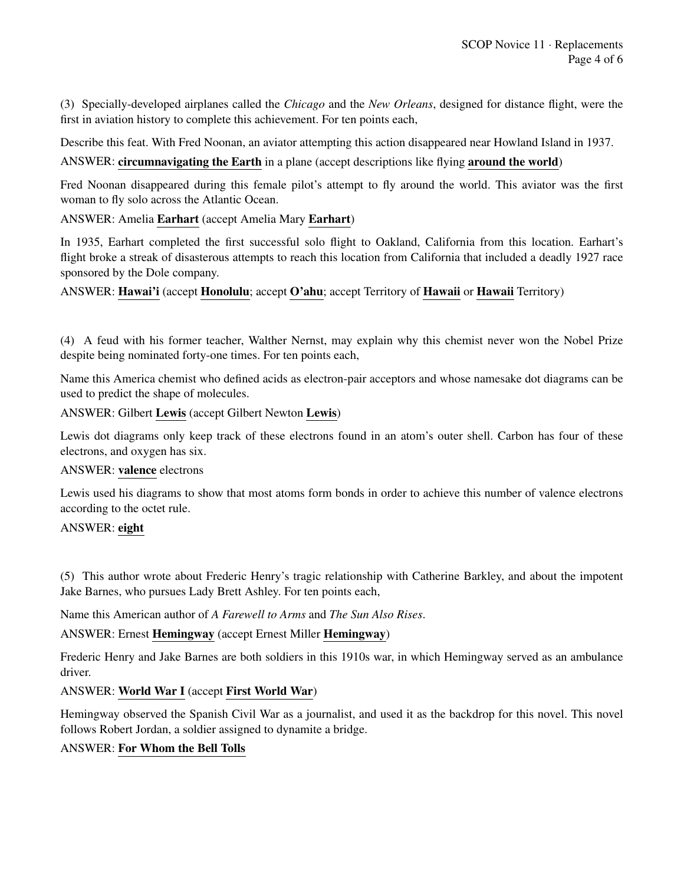(3) Specially-developed airplanes called the *Chicago* and the *New Orleans*, designed for distance flight, were the first in aviation history to complete this achievement. For ten points each,

Describe this feat. With Fred Noonan, an aviator attempting this action disappeared near Howland Island in 1937.

ANSWER: **circumnavigating the Earth** in a plane (accept descriptions like flying **around the world**)

Fred Noonan disappeared during this female pilot's attempt to fly around the world. This aviator was the first woman to fly solo across the Atlantic Ocean.

ANSWER: Amelia **Earhart** (accept Amelia Mary **Earhart**)

In 1935, Earhart completed the first successful solo flight to Oakland, California from this location. Earhart's flight broke a streak of disasterous attempts to reach this location from California that included a deadly 1927 race sponsored by the Dole company.

ANSWER: **Hawai'i** (accept **Honolulu**; accept **O'ahu**; accept Territory of **Hawaii** or **Hawaii** Territory)

(4) A feud with his former teacher, Walther Nernst, may explain why this chemist never won the Nobel Prize despite being nominated forty-one times. For ten points each,

Name this America chemist who defined acids as electron-pair acceptors and whose namesake dot diagrams can be used to predict the shape of molecules.

ANSWER: Gilbert **Lewis** (accept Gilbert Newton **Lewis**)

Lewis dot diagrams only keep track of these electrons found in an atom's outer shell. Carbon has four of these electrons, and oxygen has six.

ANSWER: **valence** electrons

Lewis used his diagrams to show that most atoms form bonds in order to achieve this number of valence electrons according to the octet rule.

ANSWER: **eight**

(5) This author wrote about Frederic Henry's tragic relationship with Catherine Barkley, and about the impotent Jake Barnes, who pursues Lady Brett Ashley. For ten points each,

Name this American author of *A Farewell to Arms* and *The Sun Also Rises*.

ANSWER: Ernest **Hemingway** (accept Ernest Miller **Hemingway**)

Frederic Henry and Jake Barnes are both soldiers in this 1910s war, in which Hemingway served as an ambulance driver.

ANSWER: **World War I** (accept **First World War**)

Hemingway observed the Spanish Civil War as a journalist, and used it as the backdrop for this novel. This novel follows Robert Jordan, a soldier assigned to dynamite a bridge.

ANSWER: **For Whom the Bell Tolls**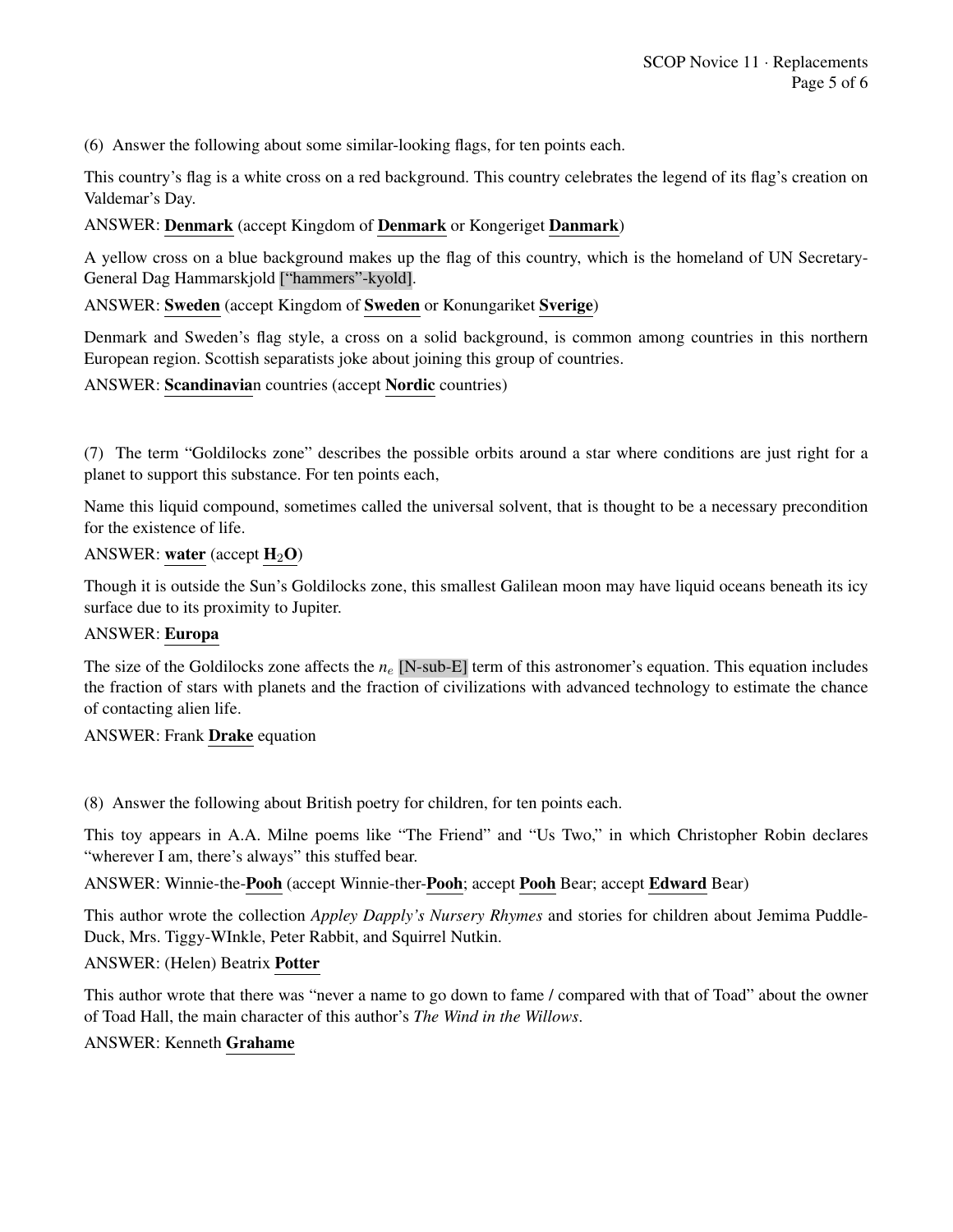(6) Answer the following about some similar-looking flags, for ten points each.

This country's flag is a white cross on a red background. This country celebrates the legend of its flag's creation on Valdemar's Day.

ANSWER: **Denmark** (accept Kingdom of **Denmark** or Kongeriget **Danmark**)

A yellow cross on a blue background makes up the flag of this country, which is the homeland of UN Secretary-General Dag Hammarskjold ["hammers"-kyold].

ANSWER: **Sweden** (accept Kingdom of **Sweden** or Konungariket **Sverige**)

Denmark and Sweden's flag style, a cross on a solid background, is common among countries in this northern European region. Scottish separatists joke about joining this group of countries.

ANSWER: **Scandinavia**n countries (accept **Nordic** countries)

(7) The term "Goldilocks zone" describes the possible orbits around a star where conditions are just right for a planet to support this substance. For ten points each,

Name this liquid compound, sometimes called the universal solvent, that is thought to be a necessary precondition for the existence of life.

ANSWER: **water** (accept $H_2O$)

Though it is outside the Sun's Goldilocks zone, this smallest Galilean moon may have liquid oceans beneath its icy surface due to its proximity to Jupiter.

ANSWER: **Europa**

The size of the Goldilocks zone affects the $n_e$ [N-sub-E] term of this astronomer's equation. This equation includes the fraction of stars with planets and the fraction of civilizations with advanced technology to estimate the chance of contacting alien life.

ANSWER: Frank **Drake** equation

(8) Answer the following about British poetry for children, for ten points each.

This toy appears in A.A. Milne poems like "The Friend" and "Us Two," in which Christopher Robin declares "wherever I am, there's always" this stuffed bear.

ANSWER: Winnie-the-**Pooh** (accept Winnie-ther-**Pooh**; accept **Pooh** Bear; accept **Edward** Bear)

This author wrote the collection *Appley Dapply's Nursery Rhymes* and stories for children about Jemima Puddle-Duck, Mrs. Tiggy-WInkle, Peter Rabbit, and Squirrel Nutkin.

ANSWER: (Helen) Beatrix **Potter**

This author wrote that there was "never a name to go down to fame / compared with that of Toad" about the owner of Toad Hall, the main character of this author's *The Wind in the Willows*.

ANSWER: Kenneth **Grahame**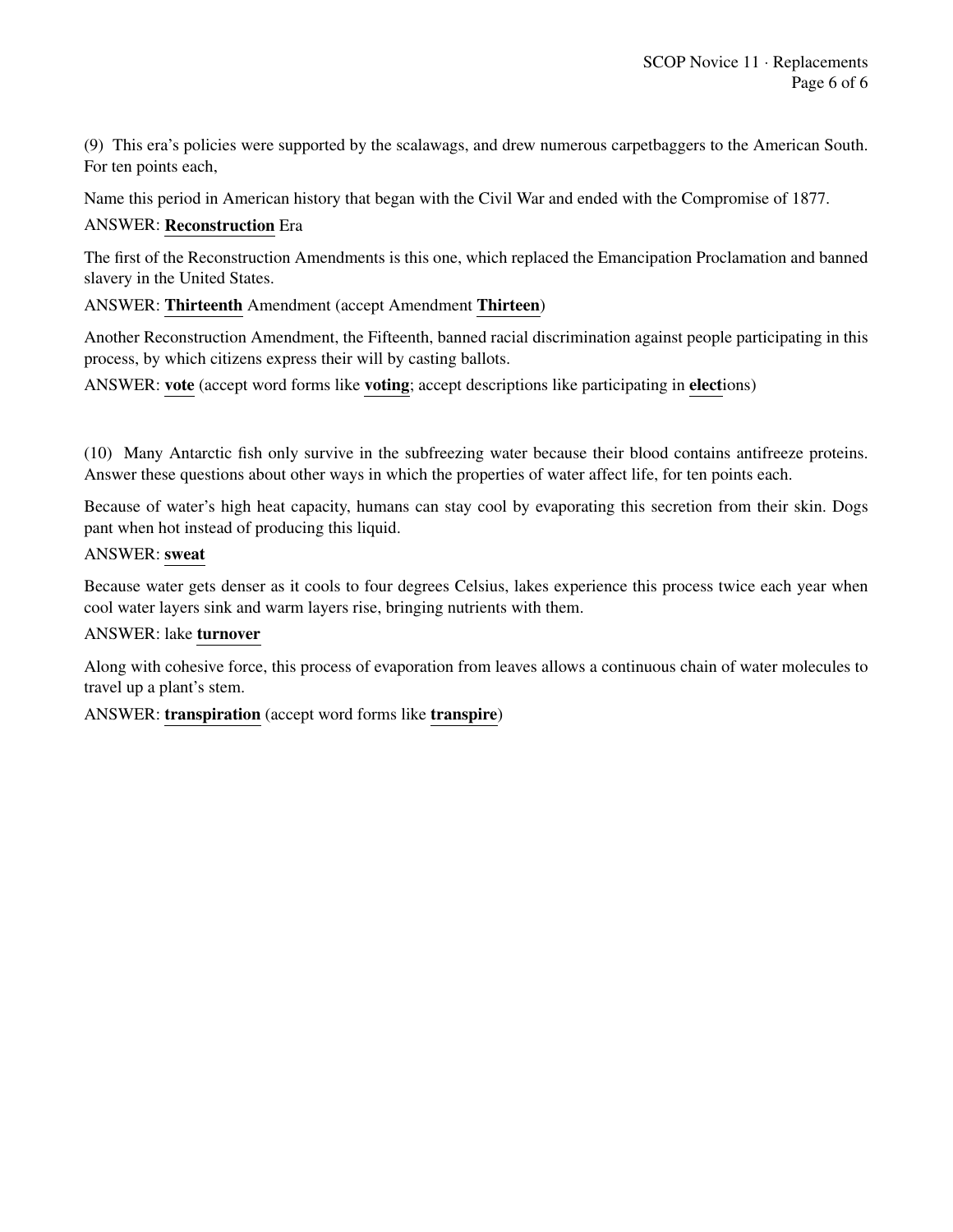(9) This era's policies were supported by the scalawags, and drew numerous carpetbaggers to the American South. For ten points each,

Name this period in American history that began with the Civil War and ended with the Compromise of 1877.

ANSWER: **Reconstruction** Era

The first of the Reconstruction Amendments is this one, which replaced the Emancipation Proclamation and banned slavery in the United States.

ANSWER: **Thirteenth** Amendment (accept Amendment **Thirteen**)

Another Reconstruction Amendment, the Fifteenth, banned racial discrimination against people participating in this process, by which citizens express their will by casting ballots.

ANSWER: **vote** (accept word forms like **voting**; accept descriptions like participating in **elect**ions)

(10) Many Antarctic fish only survive in the subfreezing water because their blood contains antifreeze proteins. Answer these questions about other ways in which the properties of water affect life, for ten points each.

Because of water's high heat capacity, humans can stay cool by evaporating this secretion from their skin. Dogs pant when hot instead of producing this liquid.

ANSWER: **sweat**

Because water gets denser as it cools to four degrees Celsius, lakes experience this process twice each year when cool water layers sink and warm layers rise, bringing nutrients with them.

ANSWER: lake **turnover**

Along with cohesive force, this process of evaporation from leaves allows a continuous chain of water molecules to travel up a plant's stem.

ANSWER: **transpiration** (accept word forms like **transpire**)